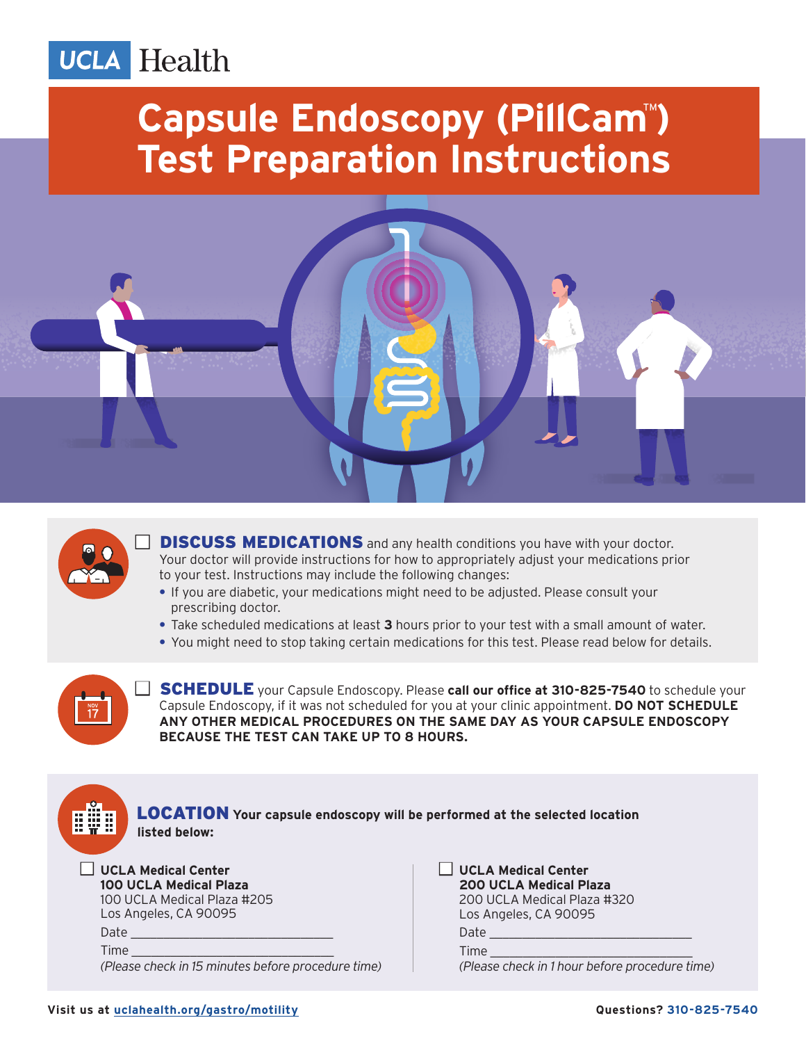UCLA Health

# Capsule Endoscopy (PillCam™) Test Preparation Instructions

☐ **DISCUSS MEDICATIONS** and any health conditions you have with your doctor. Your doctor will provide instructions for how to appropriately adjust your medications prior to your test. Instructions may include the following changes:

- If you are diabetic, your medications might need to be adjusted. Please consult your prescribing doctor.
- Take scheduled medications at least **3** hours prior to your test with a small amount of water.
- You might need to stop taking certain medications for this test. Please read below for details.

☐ **SCHEDULE** your Capsule Endoscopy. Please **call our office at 310-825-7540** to schedule your Capsule Endoscopy, if it was not scheduled for you at your clinic appointment. **DO NOT SCHEDULE ANY OTHER MEDICAL PROCEDURES ON THE SAME DAY AS YOUR CAPSULE ENDOSCOPY BECAUSE THE TEST CAN TAKE UP TO 8 HOURS.**

**LOCATION Your capsule endoscopy will be performed at the selected location listed below:**

☐ **UCLA Medical Center**
**100 UCLA Medical Plaza**
100 UCLA Medical Plaza #205
Los Angeles, CA 90095
Date ______________________________
Time ______________________________
*(Please check in 15 minutes before procedure time)*

☐ **UCLA Medical Center**
**200 UCLA Medical Plaza**
200 UCLA Medical Plaza #320
Los Angeles, CA 90095
Date ______________________________
Time ______________________________
*(Please check in 1 hour before procedure time)*

Visit us at uclahealth.org/gastro/motility

Questions? 310-825-7540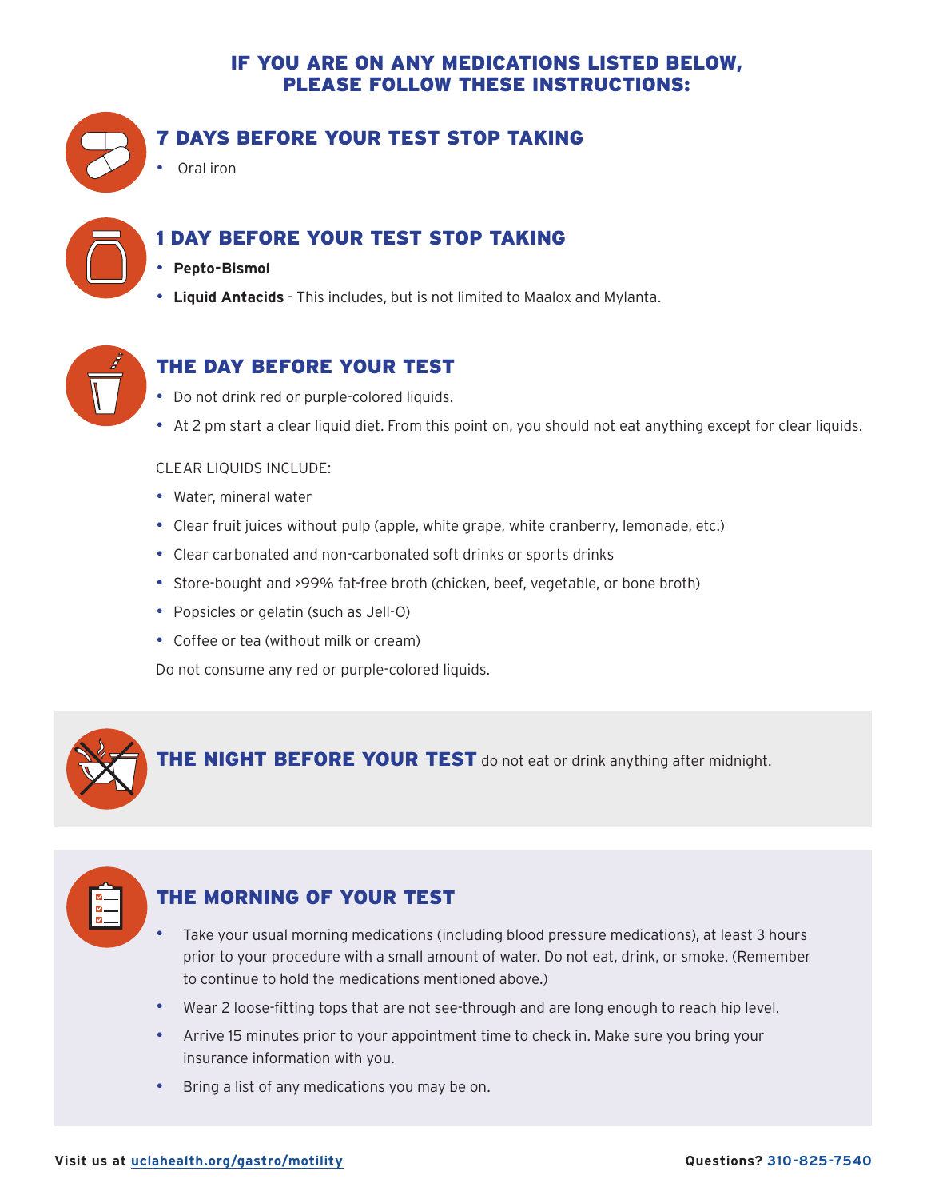## IF YOU ARE ON ANY MEDICATIONS LISTED BELOW, PLEASE FOLLOW THESE INSTRUCTIONS:

### 7 DAYS BEFORE YOUR TEST STOP TAKING

- Oral iron

### 1 DAY BEFORE YOUR TEST STOP TAKING

- **Pepto-Bismol**
- **Liquid Antacids** - This includes, but is not limited to Maalox and Mylanta.

### THE DAY BEFORE YOUR TEST

- Do not drink red or purple-colored liquids.
- At 2 pm start a clear liquid diet. From this point on, you should not eat anything except for clear liquids.

CLEAR LIQUIDS INCLUDE:

- Water, mineral water
- Clear fruit juices without pulp (apple, white grape, white cranberry, lemonade, etc.)
- Clear carbonated and non-carbonated soft drinks or sports drinks
- Store-bought and >99% fat-free broth (chicken, beef, vegetable, or bone broth)
- Popsicles or gelatin (such as Jell-O)
- Coffee or tea (without milk or cream)

Do not consume any red or purple-colored liquids.

**THE NIGHT BEFORE YOUR TEST** do not eat or drink anything after midnight.

### THE MORNING OF YOUR TEST

- Take your usual morning medications (including blood pressure medications), at least 3 hours prior to your procedure with a small amount of water. Do not eat, drink, or smoke. (Remember to continue to hold the medications mentioned above.)
- Wear 2 loose-fitting tops that are not see-through and are long enough to reach hip level.
- Arrive 15 minutes prior to your appointment time to check in. Make sure you bring your insurance information with you.
- Bring a list of any medications you may be on.

**Visit us at uclahealth.org/gastro/motility** **Questions? 310-825-7540**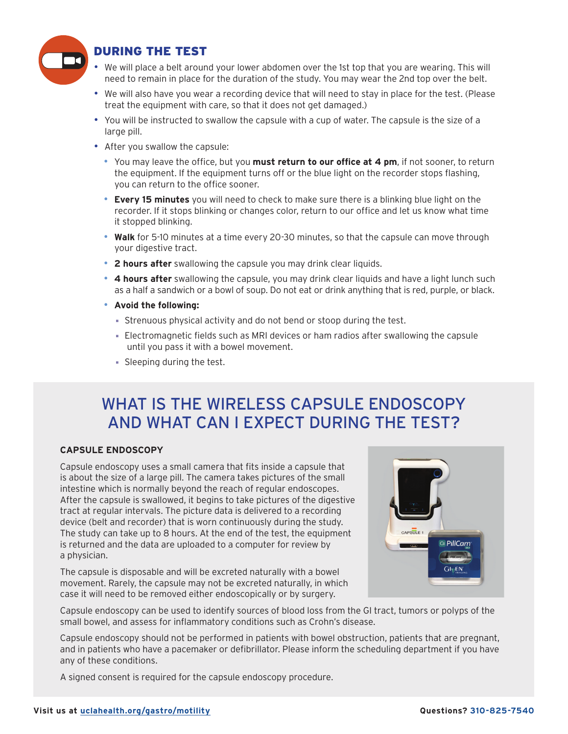## DURING THE TEST

- We will place a belt around your lower abdomen over the 1st top that you are wearing. This will need to remain in place for the duration of the study. You may wear the 2nd top over the belt.
- We will also have you wear a recording device that will need to stay in place for the test. (Please treat the equipment with care, so that it does not get damaged.)
- You will be instructed to swallow the capsule with a cup of water. The capsule is the size of a large pill.
- After you swallow the capsule:
  - You may leave the office, but you **must return to our office at 4 pm**, if not sooner, to return the equipment. If the equipment turns off or the blue light on the recorder stops flashing, you can return to the office sooner.
  - **Every 15 minutes** you will need to check to make sure there is a blinking blue light on the recorder. If it stops blinking or changes color, return to our office and let us know what time it stopped blinking.
  - **Walk** for 5-10 minutes at a time every 20-30 minutes, so that the capsule can move through your digestive tract.
  - **2 hours after** swallowing the capsule you may drink clear liquids.
  - **4 hours after** swallowing the capsule, you may drink clear liquids and have a light lunch such as a half a sandwich or a bowl of soup. Do not eat or drink anything that is red, purple, or black.
  - **Avoid the following:**
    - Strenuous physical activity and do not bend or stoop during the test.
    - Electromagnetic fields such as MRI devices or ham radios after swallowing the capsule until you pass it with a bowel movement.
    - Sleeping during the test.

## WHAT IS THE WIRELESS CAPSULE ENDOSCOPY AND WHAT CAN I EXPECT DURING THE TEST?

### CAPSULE ENDOSCOPY

Capsule endoscopy uses a small camera that fits inside a capsule that is about the size of a large pill. The camera takes pictures of the small intestine which is normally beyond the reach of regular endoscopes. After the capsule is swallowed, it begins to take pictures of the digestive tract at regular intervals. The picture data is delivered to a recording device (belt and recorder) that is worn continuously during the study. The study can take up to 8 hours. At the end of the test, the equipment is returned and the data are uploaded to a computer for review by a physician.

The capsule is disposable and will be excreted naturally with a bowel movement. Rarely, the capsule may not be excreted naturally, in which case it will need to be removed either endoscopically or by surgery.

Capsule endoscopy can be used to identify sources of blood loss from the GI tract, tumors or polyps of the small bowel, and assess for inflammatory conditions such as Crohn's disease.

Capsule endoscopy should not be performed in patients with bowel obstruction, patients that are pregnant, and in patients who have a pacemaker or defibrillator. Please inform the scheduling department if you have any of these conditions.

A signed consent is required for the capsule endoscopy procedure.

Visit us at uclahealth.org/gastro/motility

Questions? 310-825-7540